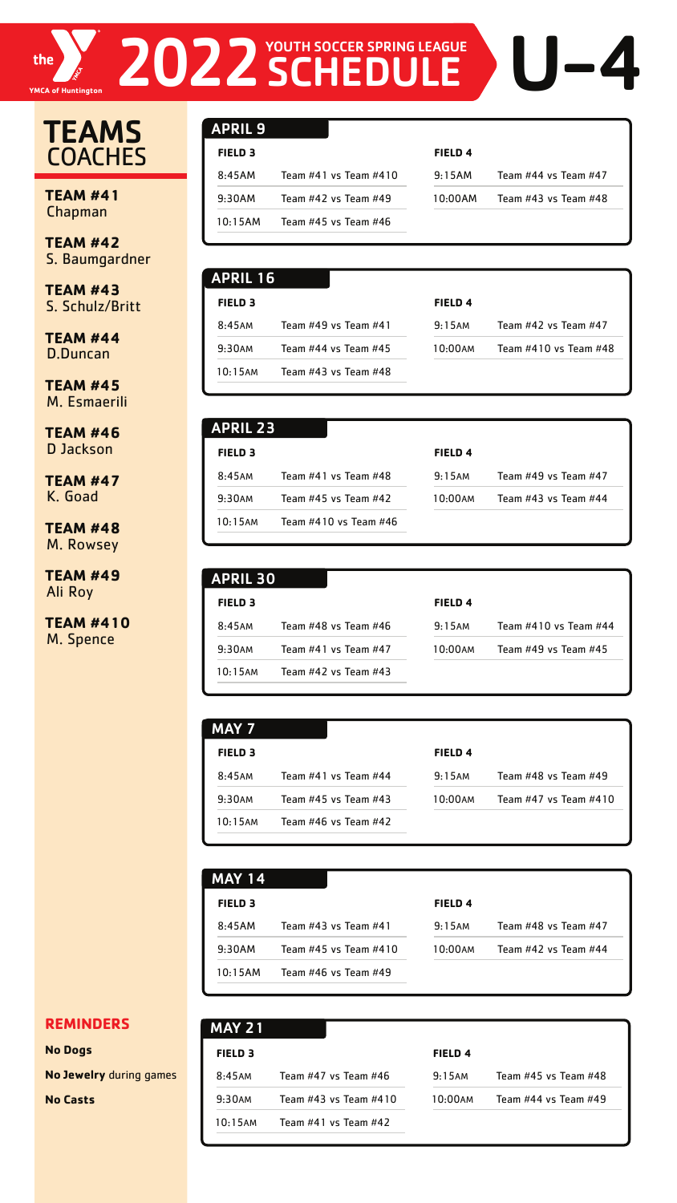# the YMCA of Huntington 2022 YOUTH SOCCER SPRING LEAGUE SCHEDULE U-4

## TEAMS COACHES

**TEAM #41**
Chapman

**TEAM #42**
S. Baumgardner

**TEAM #43**
S. Schulz/Britt

**TEAM #44**
D.Duncan

**TEAM #45**
M. Esmaerili

**TEAM #46**
D Jackson

**TEAM #47**
K. Goad

**TEAM #48**
M. Rowsey

**TEAM #49**
Ali Roy

**TEAM #410**
M. Spence

## APRIL 9

| FIELD 3 | | FIELD 4 | |
|---|---|---|---|
| 8:45AM | Team #41 vs Team #410 | 9:15AM | Team #44 vs Team #47 |
| 9:30AM | Team #42 vs Team #49 | 10:00AM | Team #43 vs Team #48 |
| 10:15AM | Team #45 vs Team #46 | | |

## APRIL 16

| FIELD 3 | | FIELD 4 | |
|---|---|---|---|
| 8:45AM | Team #49 vs Team #41 | 9:15AM | Team #42 vs Team #47 |
| 9:30AM | Team #44 vs Team #45 | 10:00AM | Team #410 vs Team #48 |
| 10:15AM | Team #43 vs Team #48 | | |

## APRIL 23

| FIELD 3 | | FIELD 4 | |
|---|---|---|---|
| 8:45AM | Team #41 vs Team #48 | 9:15AM | Team #49 vs Team #47 |
| 9:30AM | Team #45 vs Team #42 | 10:00AM | Team #43 vs Team #44 |
| 10:15AM | Team #410 vs Team #46 | | |

## APRIL 30

| FIELD 3 | | FIELD 4 | |
|---|---|---|---|
| 8:45AM | Team #48 vs Team #46 | 9:15AM | Team #410 vs Team #44 |
| 9:30AM | Team #41 vs Team #47 | 10:00AM | Team #49 vs Team #45 |
| 10:15AM | Team #42 vs Team #43 | | |

## MAY 7

| FIELD 3 | | FIELD 4 | |
|---|---|---|---|
| 8:45AM | Team #41 vs Team #44 | 9:15AM | Team #48 vs Team #49 |
| 9:30AM | Team #45 vs Team #43 | 10:00AM | Team #47 vs Team #410 |
| 10:15AM | Team #46 vs Team #42 | | |

## MAY 14

| FIELD 3 | | FIELD 4 | |
|---|---|---|---|
| 8:45AM | Team #43 vs Team #41 | 9:15AM | Team #48 vs Team #47 |
| 9:30AM | Team #45 vs Team #410 | 10:00AM | Team #42 vs Team #44 |
| 10:15AM | Team #46 vs Team #49 | | |

## MAY 21

| FIELD 3 | | FIELD 4 | |
|---|---|---|---|
| 8:45AM | Team #47 vs Team #46 | 9:15AM | Team #45 vs Team #48 |
| 9:30AM | Team #43 vs Team #410 | 10:00AM | Team #44 vs Team #49 |
| 10:15AM | Team #41 vs Team #42 | | |

## REMINDERS

**No Dogs**

**No Jewelry** during games

**No Casts**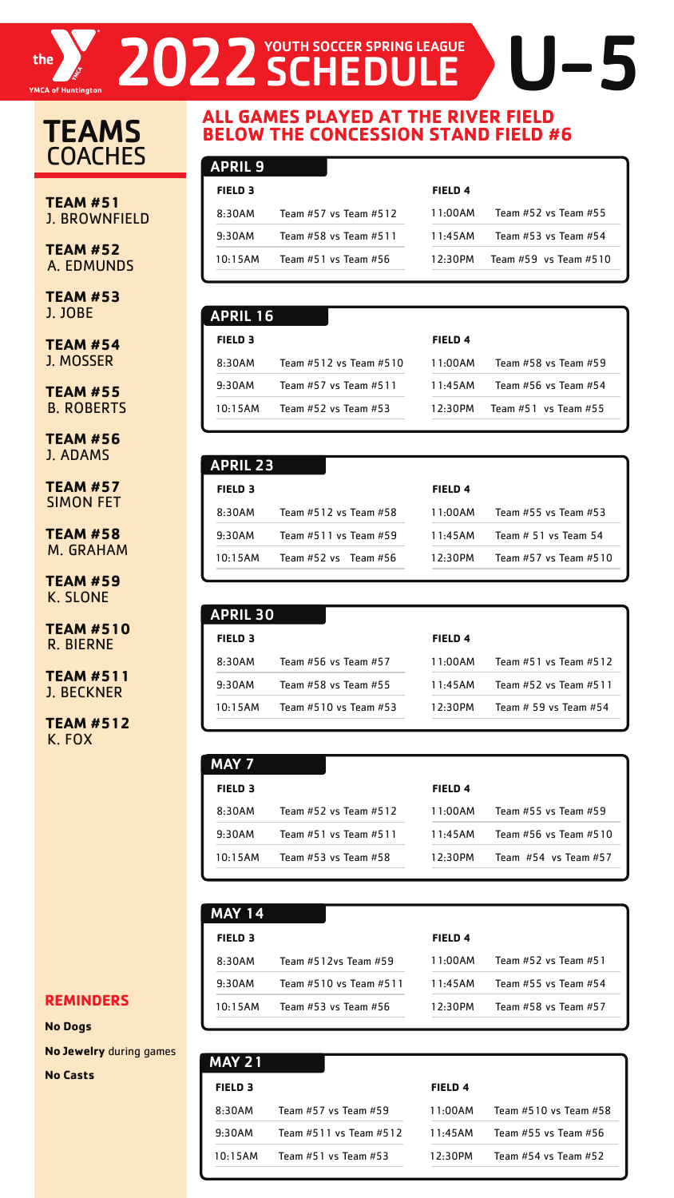# the YMCA of Huntington 2022 YOUTH SOCCER SPRING LEAGUE SCHEDULE U-5

## TEAMS COACHES

**TEAM #51** J. BROWNFIELD

**TEAM #52** A. EDMUNDS

**TEAM #53** J. JOBE

**TEAM #54** J. MOSSER

**TEAM #55** B. ROBERTS

**TEAM #56** J. ADAMS

**TEAM #57** SIMON FET

**TEAM #58** M. GRAHAM

**TEAM #59** K. SLONE

**TEAM #510** R. BIERNE

**TEAM #511** J. BECKNER

**TEAM #512** K. FOX

## ALL GAMES PLAYED AT THE RIVER FIELD BELOW THE CONCESSION STAND FIELD #6

### APRIL 9

| FIELD 3 | | FIELD 4 | |
|---|---|---|---|
| 8:30AM | Team #57 vs Team #512 | 11:00AM | Team #52 vs Team #55 |
| 9:30AM | Team #58 vs Team #511 | 11:45AM | Team #53 vs Team #54 |
| 10:15AM | Team #51 vs Team #56 | 12:30PM | Team #59 vs Team #510 |

### APRIL 16

| FIELD 3 | | FIELD 4 | |
|---|---|---|---|
| 8:30AM | Team #512 vs Team #510 | 11:00AM | Team #58 vs Team #59 |
| 9:30AM | Team #57 vs Team #511 | 11:45AM | Team #56 vs Team #54 |
| 10:15AM | Team #52 vs Team #53 | 12:30PM | Team #51 vs Team #55 |

### APRIL 23

| FIELD 3 | | FIELD 4 | |
|---|---|---|---|
| 8:30AM | Team #512 vs Team #58 | 11:00AM | Team #55 vs Team #53 |
| 9:30AM | Team #511 vs Team #59 | 11:45AM | Team # 51 vs Team 54 |
| 10:15AM | Team #52 vs Team #56 | 12:30PM | Team #57 vs Team #510 |

### APRIL 30

| FIELD 3 | | FIELD 4 | |
|---|---|---|---|
| 8:30AM | Team #56 vs Team #57 | 11:00AM | Team #51 vs Team #512 |
| 9:30AM | Team #58 vs Team #55 | 11:45AM | Team #52 vs Team #511 |
| 10:15AM | Team #510 vs Team #53 | 12:30PM | Team # 59 vs Team #54 |

### MAY 7

| FIELD 3 | | FIELD 4 | |
|---|---|---|---|
| 8:30AM | Team #52 vs Team #512 | 11:00AM | Team #55 vs Team #59 |
| 9:30AM | Team #51 vs Team #511 | 11:45AM | Team #56 vs Team #510 |
| 10:15AM | Team #53 vs Team #58 | 12:30PM | Team #54 vs Team #57 |

### MAY 14

| FIELD 3 | | FIELD 4 | |
|---|---|---|---|
| 8:30AM | Team #512vs Team #59 | 11:00AM | Team #52 vs Team #51 |
| 9:30AM | Team #510 vs Team #511 | 11:45AM | Team #55 vs Team #54 |
| 10:15AM | Team #53 vs Team #56 | 12:30PM | Team #58 vs Team #57 |

### MAY 21

| FIELD 3 | | FIELD 4 | |
|---|---|---|---|
| 8:30AM | Team #57 vs Team #59 | 11:00AM | Team #510 vs Team #58 |
| 9:30AM | Team #511 vs Team #512 | 11:45AM | Team #55 vs Team #56 |
| 10:15AM | Team #51 vs Team #53 | 12:30PM | Team #54 vs Team #52 |

## REMINDERS

**No Dogs**

**No Jewelry** during games

**No Casts**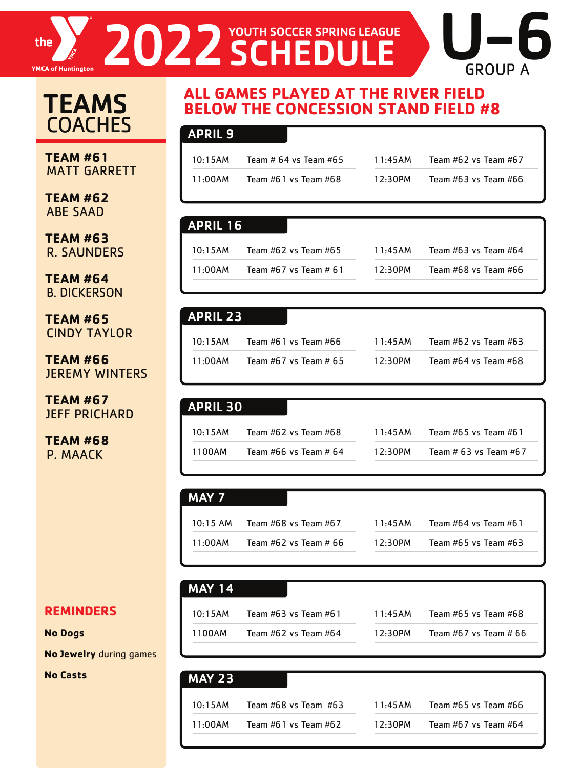# the YMCA of Huntington 2022 YOUTH SOCCER SPRING LEAGUE SCHEDULE

# U-6 GROUP A

## TEAMS COACHES

**TEAM #61**
MATT GARRETT

**TEAM #62**
ABE SAAD

**TEAM #63**
R. SAUNDERS

**TEAM #64**
B. DICKERSON

**TEAM #65**
CINDY TAYLOR

**TEAM #66**
JEREMY WINTERS

**TEAM #67**
JEFF PRICHARD

**TEAM #68**
P. MAACK

## REMINDERS

**No Dogs**

**No Jewelry** during games

**No Casts**

## ALL GAMES PLAYED AT THE RIVER FIELD BELOW THE CONCESSION STAND FIELD #8

### APRIL 9

| | | | |
|---|---|---|---|
| 10:15AM | Team # 64 vs Team #65 | 11:45AM | Team #62 vs Team #67 |
| 11:00AM | Team #61 vs Team #68 | 12:30PM | Team #63 vs Team #66 |

### APRIL 16

| | | | |
|---|---|---|---|
| 10:15AM | Team #62 vs Team #65 | 11:45AM | Team #63 vs Team #64 |
| 11:00AM | Team #67 vs Team # 61 | 12:30PM | Team #68 vs Team #66 |

### APRIL 23

| | | | |
|---|---|---|---|
| 10:15AM | Team #61 vs Team #66 | 11:45AM | Team #62 vs Team #63 |
| 11:00AM | Team #67 vs Team # 65 | 12:30PM | Team #64 vs Team #68 |

### APRIL 30

| | | | |
|---|---|---|---|
| 10:15AM | Team #62 vs Team #68 | 11:45AM | Team #65 vs Team #61 |
| 1100AM | Team #66 vs Team # 64 | 12:30PM | Team # 63 vs Team #67 |

### MAY 7

| | | | |
|---|---|---|---|
| 10:15 AM | Team #68 vs Team #67 | 11:45AM | Team #64 vs Team #61 |
| 11:00AM | Team #62 vs Team # 66 | 12:30PM | Team #65 vs Team #63 |

### MAY 14

| | | | |
|---|---|---|---|
| 10:15AM | Team #63 vs Team #61 | 11:45AM | Team #65 vs Team #68 |
| 1100AM | Team #62 vs Team #64 | 12:30PM | Team #67 vs Team # 66 |

### MAY 23

| | | | |
|---|---|---|---|
| 10:15AM | Team #68 vs Team #63 | 11:45AM | Team #65 vs Team #66 |
| 11:00AM | Team #61 vs Team #62 | 12:30PM | Team #67 vs Team #64 |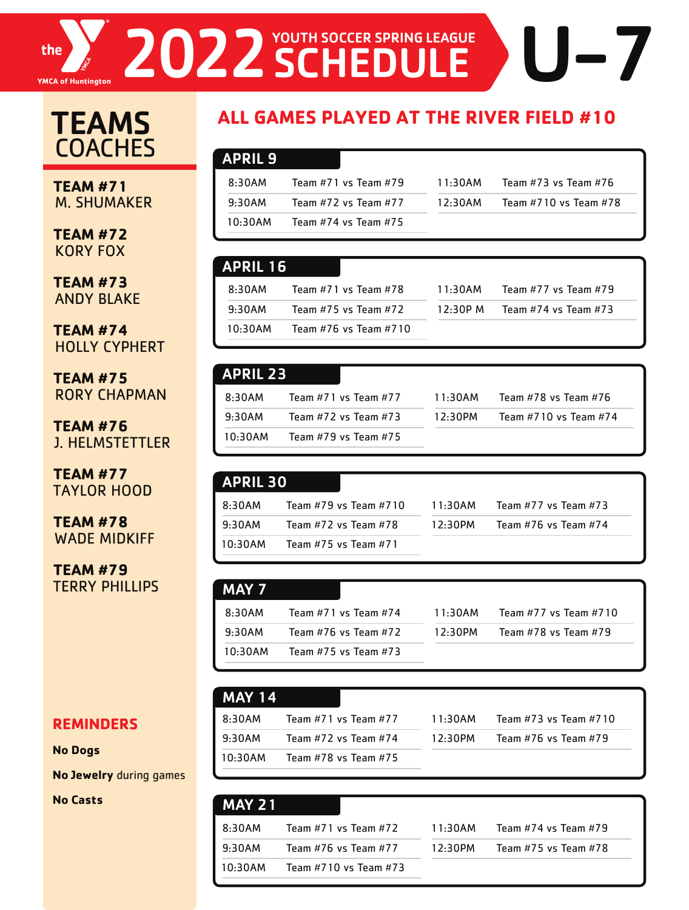# the YMCA of Huntington 2022 YOUTH SOCCER SPRING LEAGUE SCHEDULE U-7

## TEAMS COACHES

**TEAM #71**
M. SHUMAKER

**TEAM #72**
KORY FOX

**TEAM #73**
ANDY BLAKE

**TEAM #74**
HOLLY CYPHERT

**TEAM #75**
RORY CHAPMAN

**TEAM #76**
J. HELMSTETTLER

**TEAM #77**
TAYLOR HOOD

**TEAM #78**
WADE MIDKIFF

**TEAM #79**
TERRY PHILLIPS

## ALL GAMES PLAYED AT THE RIVER FIELD #10

### APRIL 9

| Time | Game | Time | Game |
|---|---|---|---|
| 8:30AM | Team #71 vs Team #79 | 11:30AM | Team #73 vs Team #76 |
| 9:30AM | Team #72 vs Team #77 | 12:30AM | Team #710 vs Team #78 |
| 10:30AM | Team #74 vs Team #75 | | |

### APRIL 16

| Time | Game | Time | Game |
|---|---|---|---|
| 8:30AM | Team #71 vs Team #78 | 11:30AM | Team #77 vs Team #79 |
| 9:30AM | Team #75 vs Team #72 | 12:30P M | Team #74 vs Team #73 |
| 10:30AM | Team #76 vs Team #710 | | |

### APRIL 23

| Time | Game | Time | Game |
|---|---|---|---|
| 8:30AM | Team #71 vs Team #77 | 11:30AM | Team #78 vs Team #76 |
| 9:30AM | Team #72 vs Team #73 | 12:30PM | Team #710 vs Team #74 |
| 10:30AM | Team #79 vs Team #75 | | |

### APRIL 30

| Time | Game | Time | Game |
|---|---|---|---|
| 8:30AM | Team #79 vs Team #710 | 11:30AM | Team #77 vs Team #73 |
| 9:30AM | Team #72 vs Team #78 | 12:30PM | Team #76 vs Team #74 |
| 10:30AM | Team #75 vs Team #71 | | |

### MAY 7

| Time | Game | Time | Game |
|---|---|---|---|
| 8:30AM | Team #71 vs Team #74 | 11:30AM | Team #77 vs Team #710 |
| 9:30AM | Team #76 vs Team #72 | 12:30PM | Team #78 vs Team #79 |
| 10:30AM | Team #75 vs Team #73 | | |

### MAY 14

| Time | Game | Time | Game |
|---|---|---|---|
| 8:30AM | Team #71 vs Team #77 | 11:30AM | Team #73 vs Team #710 |
| 9:30AM | Team #72 vs Team #74 | 12:30PM | Team #76 vs Team #79 |
| 10:30AM | Team #78 vs Team #75 | | |

### MAY 21

| Time | Game | Time | Game |
|---|---|---|---|
| 8:30AM | Team #71 vs Team #72 | 11:30AM | Team #74 vs Team #79 |
| 9:30AM | Team #76 vs Team #77 | 12:30PM | Team #75 vs Team #78 |
| 10:30AM | Team #710 vs Team #73 | | |

## REMINDERS

**No Dogs**

**No Jewelry** during games

**No Casts**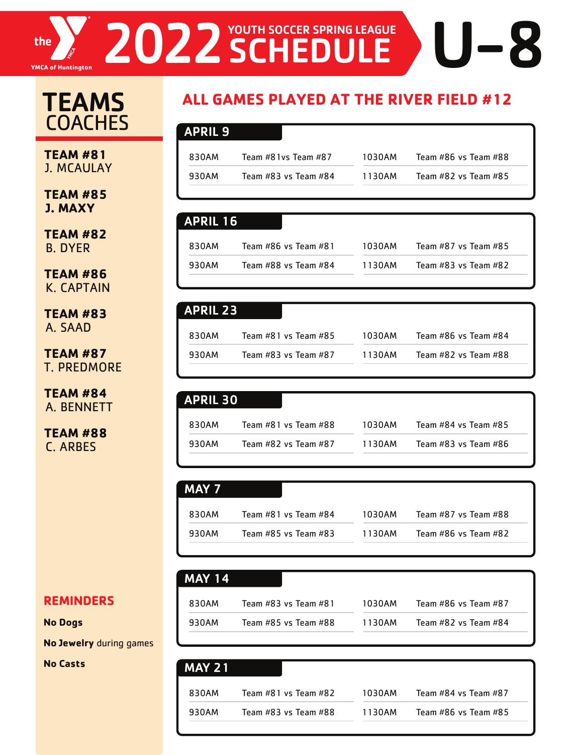# the YMCA of Huntington 2022 YOUTH SOCCER SPRING LEAGUE SCHEDULE U-8

## TEAMS COACHES

**TEAM #81**
J. MCAULAY

**TEAM #85**
**J. MAXY**

**TEAM #82**
B. DYER

**TEAM #86**
K. CAPTAIN

**TEAM #83**
A. SAAD

**TEAM #87**
T. PREDMORE

**TEAM #84**
A. BENNETT

**TEAM #88**
C. ARBES

## ALL GAMES PLAYED AT THE RIVER FIELD #12

### APRIL 9

| | | | |
|---|---|---|---|
| 830AM | Team #81vs Team #87 | 1030AM | Team #86 vs Team #88 |
| 930AM | Team #83 vs Team #84 | 1130AM | Team #82 vs Team #85 |

### APRIL 16

| | | | |
|---|---|---|---|
| 830AM | Team #86 vs Team #81 | 1030AM | Team #87 vs Team #85 |
| 930AM | Team #88 vs Team #84 | 1130AM | Team #83 vs Team #82 |

### APRIL 23

| | | | |
|---|---|---|---|
| 830AM | Team #81 vs Team #85 | 1030AM | Team #86 vs Team #84 |
| 930AM | Team #83 vs Team #87 | 1130AM | Team #82 vs Team #88 |

### APRIL 30

| | | | |
|---|---|---|---|
| 830AM | Team #81 vs Team #88 | 1030AM | Team #84 vs Team #85 |
| 930AM | Team #82 vs Team #87 | 1130AM | Team #83 vs Team #86 |

### MAY 7

| | | | |
|---|---|---|---|
| 830AM | Team #81 vs Team #84 | 1030AM | Team #87 vs Team #88 |
| 930AM | Team #85 vs Team #83 | 1130AM | Team #86 vs Team #82 |

### MAY 14

| | | | |
|---|---|---|---|
| 830AM | Team #83 vs Team #81 | 1030AM | Team #86 vs Team #87 |
| 930AM | Team #85 vs Team #88 | 1130AM | Team #82 vs Team #84 |

### MAY 21

| | | | |
|---|---|---|---|
| 830AM | Team #81 vs Team #82 | 1030AM | Team #84 vs Team #87 |
| 930AM | Team #83 vs Team #88 | 1130AM | Team #86 vs Team #85 |

## REMINDERS

**No Dogs**

**No Jewelry** during games

**No Casts**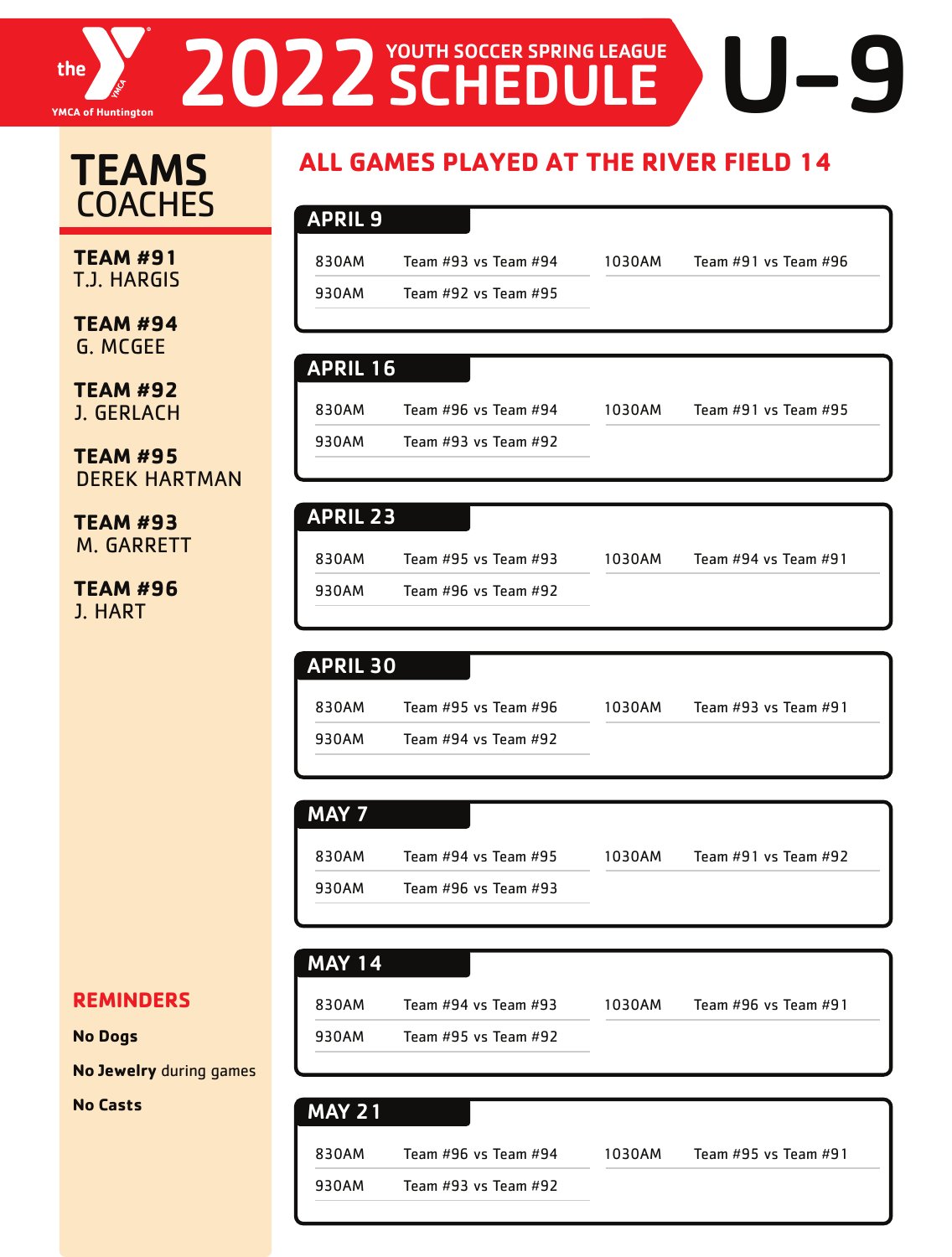# the YMCA of Huntington 2022 YOUTH SOCCER SPRING LEAGUE SCHEDULE U-9

## TEAMS COACHES

**TEAM #91**
T.J. HARGIS

**TEAM #94**
G. MCGEE

**TEAM #92**
J. GERLACH

**TEAM #95**
DEREK HARTMAN

**TEAM #93**
M. GARRETT

**TEAM #96**
J. HART

## REMINDERS

**No Dogs**

**No Jewelry** during games

**No Casts**

## ALL GAMES PLAYED AT THE RIVER FIELD 14

### APRIL 9

| Time | Game | Time | Game |
|---|---|---|---|
| 830AM | Team #93 vs Team #94 | 1030AM | Team #91 vs Team #96 |
| 930AM | Team #92 vs Team #95 | | |

### APRIL 16

| Time | Game | Time | Game |
|---|---|---|---|
| 830AM | Team #96 vs Team #94 | 1030AM | Team #91 vs Team #95 |
| 930AM | Team #93 vs Team #92 | | |

### APRIL 23

| Time | Game | Time | Game |
|---|---|---|---|
| 830AM | Team #95 vs Team #93 | 1030AM | Team #94 vs Team #91 |
| 930AM | Team #96 vs Team #92 | | |

### APRIL 30

| Time | Game | Time | Game |
|---|---|---|---|
| 830AM | Team #95 vs Team #96 | 1030AM | Team #93 vs Team #91 |
| 930AM | Team #94 vs Team #92 | | |

### MAY 7

| Time | Game | Time | Game |
|---|---|---|---|
| 830AM | Team #94 vs Team #95 | 1030AM | Team #91 vs Team #92 |
| 930AM | Team #96 vs Team #93 | | |

### MAY 14

| Time | Game | Time | Game |
|---|---|---|---|
| 830AM | Team #94 vs Team #93 | 1030AM | Team #96 vs Team #91 |
| 930AM | Team #95 vs Team #92 | | |

### MAY 21

| Time | Game | Time | Game |
|---|---|---|---|
| 830AM | Team #96 vs Team #94 | 1030AM | Team #95 vs Team #91 |
| 930AM | Team #93 vs Team #92 | | |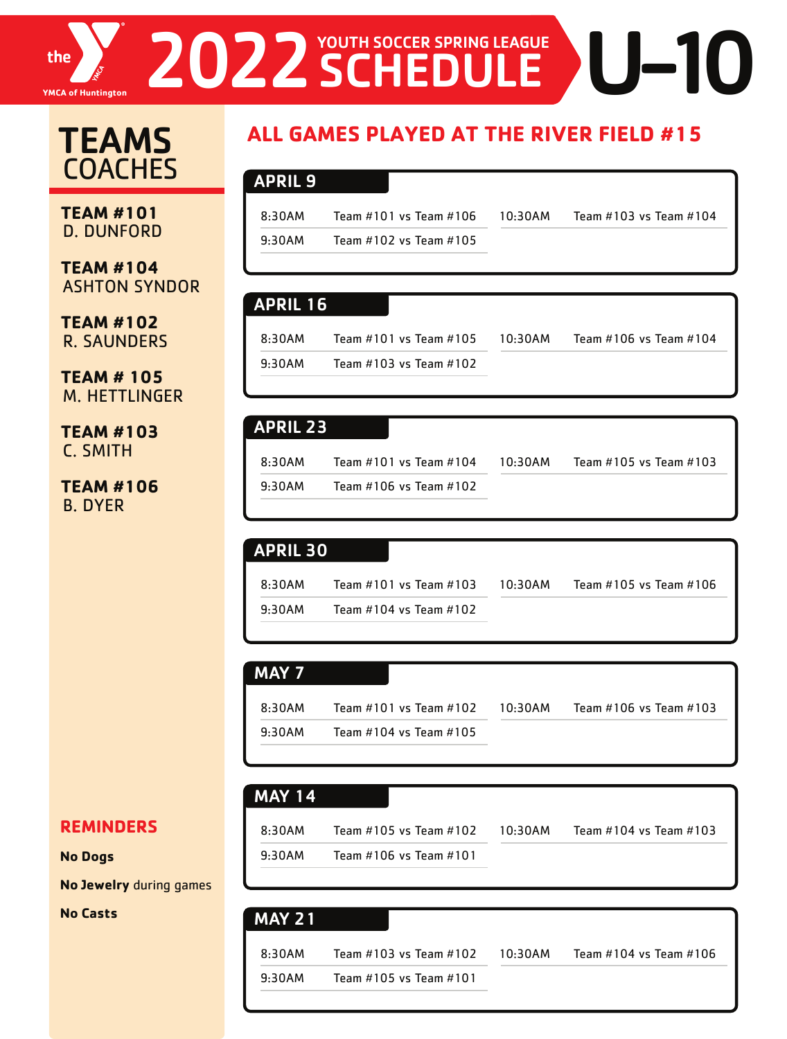# the YMCA of Huntington 2022 YOUTH SOCCER SPRING LEAGUE SCHEDULE U-10

## TEAMS COACHES

**TEAM #101**
D. DUNFORD

**TEAM #104**
ASHTON SYNDOR

**TEAM #102**
R. SAUNDERS

**TEAM # 105**
M. HETTLINGER

**TEAM #103**
C. SMITH

**TEAM #106**
B. DYER

## ALL GAMES PLAYED AT THE RIVER FIELD #15

### APRIL 9

| Time | Game | Time | Game |
|---|---|---|---|
| 8:30AM | Team #101 vs Team #106 | 10:30AM | Team #103 vs Team #104 |
| 9:30AM | Team #102 vs Team #105 | | |

### APRIL 16

| Time | Game | Time | Game |
|---|---|---|---|
| 8:30AM | Team #101 vs Team #105 | 10:30AM | Team #106 vs Team #104 |
| 9:30AM | Team #103 vs Team #102 | | |

### APRIL 23

| Time | Game | Time | Game |
|---|---|---|---|
| 8:30AM | Team #101 vs Team #104 | 10:30AM | Team #105 vs Team #103 |
| 9:30AM | Team #106 vs Team #102 | | |

### APRIL 30

| Time | Game | Time | Game |
|---|---|---|---|
| 8:30AM | Team #101 vs Team #103 | 10:30AM | Team #105 vs Team #106 |
| 9:30AM | Team #104 vs Team #102 | | |

### MAY 7

| Time | Game | Time | Game |
|---|---|---|---|
| 8:30AM | Team #101 vs Team #102 | 10:30AM | Team #106 vs Team #103 |
| 9:30AM | Team #104 vs Team #105 | | |

### MAY 14

| Time | Game | Time | Game |
|---|---|---|---|
| 8:30AM | Team #105 vs Team #102 | 10:30AM | Team #104 vs Team #103 |
| 9:30AM | Team #106 vs Team #101 | | |

### MAY 21

| Time | Game | Time | Game |
|---|---|---|---|
| 8:30AM | Team #103 vs Team #102 | 10:30AM | Team #104 vs Team #106 |
| 9:30AM | Team #105 vs Team #101 | | |

## REMINDERS

**No Dogs**

**No Jewelry** during games

**No Casts**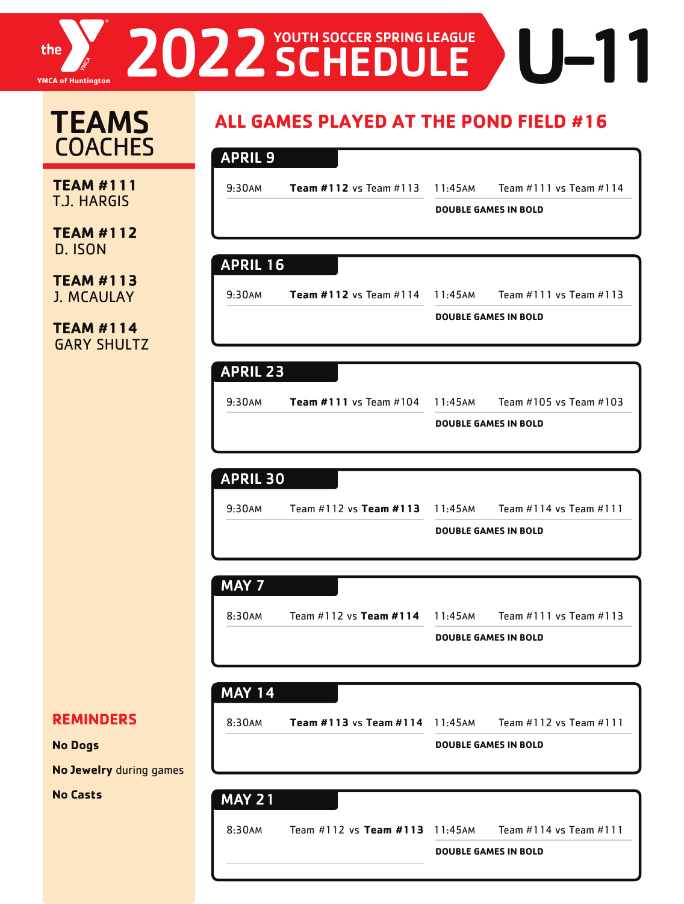# 2022 YOUTH SOCCER SPRING LEAGUE SCHEDULE U-11

the YMCA of Huntington

## TEAMS COACHES

**TEAM #111**
T.J. HARGIS

**TEAM #112**
D. ISON

**TEAM #113**
J. MCAULAY

**TEAM #114**
GARY SHULTZ

## REMINDERS

**No Dogs**

**No Jewelry** during games

**No Casts**

## ALL GAMES PLAYED AT THE POND FIELD #16

### APRIL 9

| Time | Game | Time | Game |
|---|---|---|---|
| 9:30AM | **Team #112** vs Team #113 | 11:45AM | Team #111 vs Team #114 |

**DOUBLE GAMES IN BOLD**

### APRIL 16

| Time | Game | Time | Game |
|---|---|---|---|
| 9:30AM | **Team #112** vs Team #114 | 11:45AM | Team #111 vs Team #113 |

**DOUBLE GAMES IN BOLD**

### APRIL 23

| Time | Game | Time | Game |
|---|---|---|---|
| 9:30AM | **Team #111** vs Team #104 | 11:45AM | Team #105 vs Team #103 |

**DOUBLE GAMES IN BOLD**

### APRIL 30

| Time | Game | Time | Game |
|---|---|---|---|
| 9:30AM | Team #112 vs **Team #113** | 11:45AM | Team #114 vs Team #111 |

**DOUBLE GAMES IN BOLD**

### MAY 7

| Time | Game | Time | Game |
|---|---|---|---|
| 8:30AM | Team #112 vs **Team #114** | 11:45AM | Team #111 vs Team #113 |

**DOUBLE GAMES IN BOLD**

### MAY 14

| Time | Game | Time | Game |
|---|---|---|---|
| 8:30AM | **Team #113** vs **Team #114** | 11:45AM | Team #112 vs Team #111 |

**DOUBLE GAMES IN BOLD**

### MAY 21

| Time | Game | Time | Game |
|---|---|---|---|
| 8:30AM | Team #112 vs **Team #113** | 11:45AM | Team #114 vs Team #111 |

**DOUBLE GAMES IN BOLD**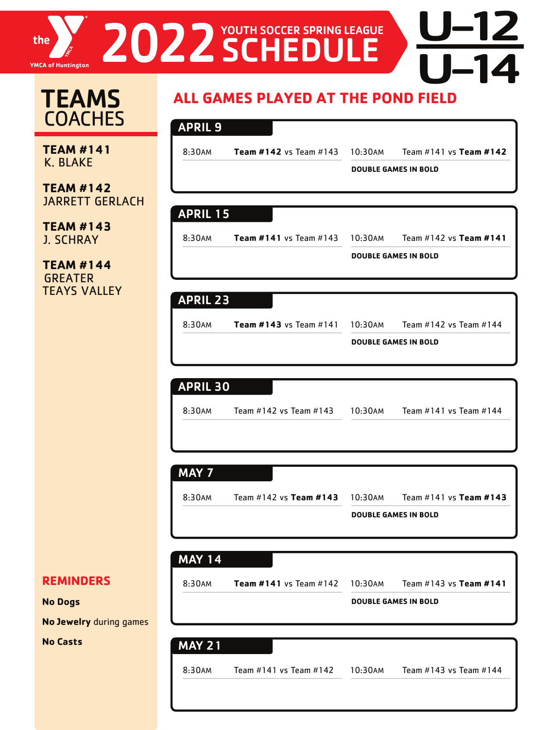the YMCA of Huntington

# 2022 YOUTH SOCCER SPRING LEAGUE SCHEDULE

# U–12 / U–14

## TEAMS COACHES

**TEAM #141**
K. BLAKE

**TEAM #142**
JARRETT GERLACH

**TEAM #143**
J. SCHRAY

**TEAM #144**
GREATER TEAYS VALLEY

## ALL GAMES PLAYED AT THE POND FIELD

### APRIL 9

| | | | |
|---|---|---|---|
| 8:30AM | **Team #142** vs Team #143 | 10:30AM | Team #141 vs **Team #142** |

**DOUBLE GAMES IN BOLD**

### APRIL 15

| | | | |
|---|---|---|---|
| 8:30AM | **Team #141** vs Team #143 | 10:30AM | Team #142 vs **Team #141** |

**DOUBLE GAMES IN BOLD**

### APRIL 23

| | | | |
|---|---|---|---|
| 8:30AM | **Team #143** vs Team #141 | 10:30AM | Team #142 vs Team #144 |

**DOUBLE GAMES IN BOLD**

### APRIL 30

| | | | |
|---|---|---|---|
| 8:30AM | Team #142 vs Team #143 | 10:30AM | Team #141 vs Team #144 |

### MAY 7

| | | | |
|---|---|---|---|
| 8:30AM | Team #142 vs **Team #143** | 10:30AM | Team #141 vs **Team #143** |

**DOUBLE GAMES IN BOLD**

### MAY 14

| | | | |
|---|---|---|---|
| 8:30AM | **Team #141** vs Team #142 | 10:30AM | Team #143 vs **Team #141** |

**DOUBLE GAMES IN BOLD**

### MAY 21

| | | | |
|---|---|---|---|
| 8:30AM | Team #141 vs Team #142 | 10:30AM | Team #143 vs Team #144 |

## REMINDERS

**No Dogs**

**No Jewelry** during games

**No Casts**